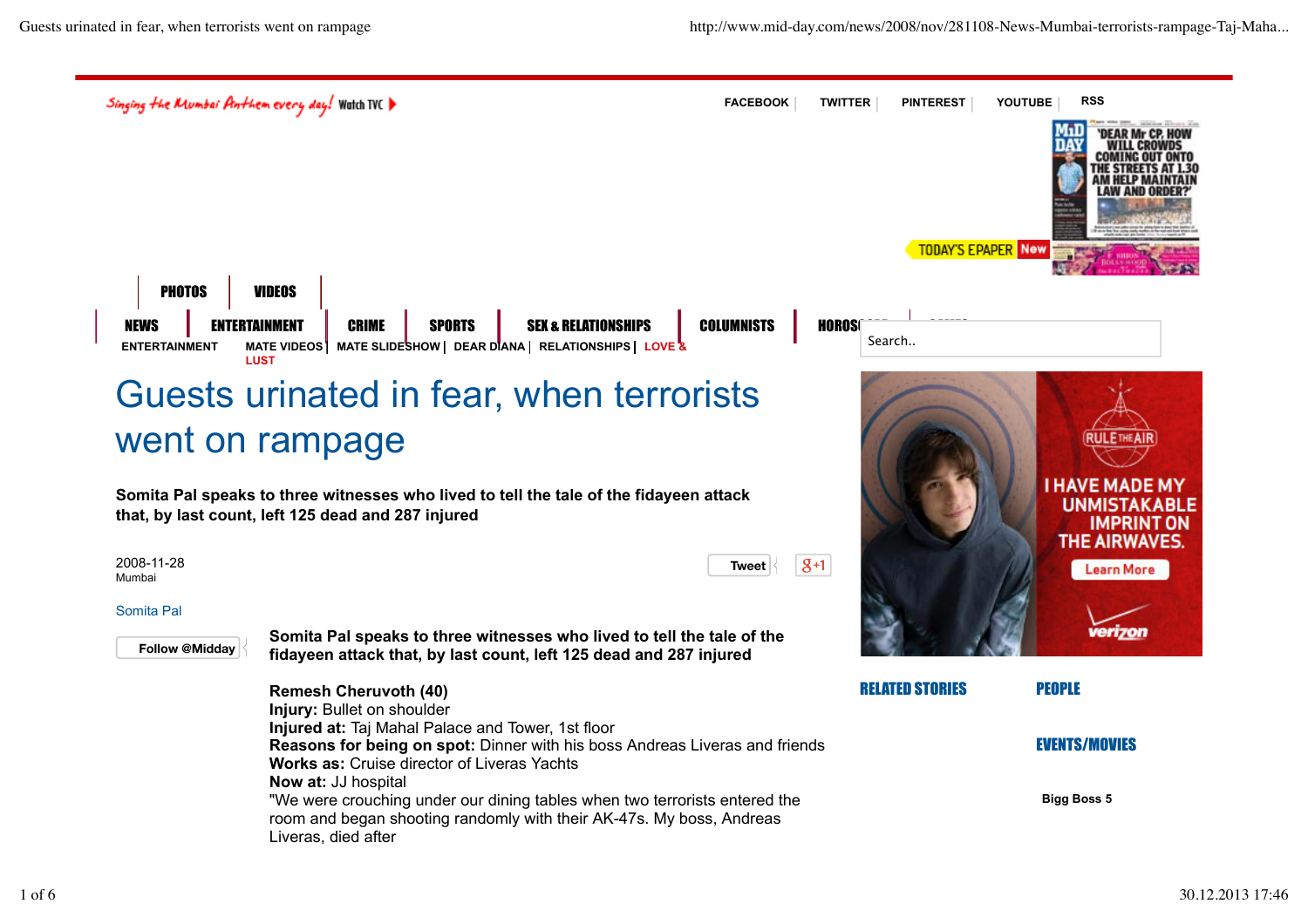# Guests urinated in fear, when terrorists went on rampage

**Somita Pal speaks to three witnesses who lived to tell the tale of the fidayeen attack that, by last count, left 125 dead and 287 injured**

2008-11-28
Mumbai

Somita Pal

**Somita Pal speaks to three witnesses who lived to tell the tale of the fidayeen attack that, by last count, left 125 dead and 287 injured**

**Remesh Cheruvoth (40)**
**Injury:** Bullet on shoulder
**Injured at:** Taj Mahal Palace and Tower, 1st floor
**Reasons for being on spot:** Dinner with his boss Andreas Liveras and friends
**Works as:** Cruise director of Liveras Yachts
**Now at:** JJ hospital
"We were crouching under our dining tables when two terrorists entered the room and began shooting randomly with their AK-47s. My boss, Andreas Liveras, died after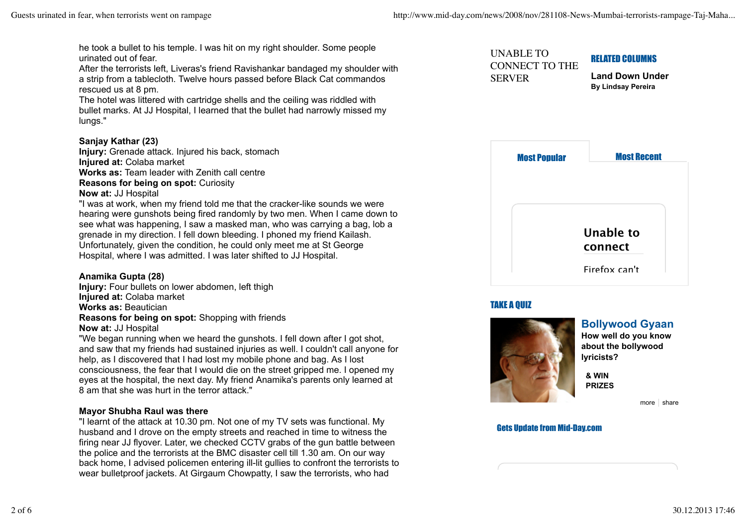he took a bullet to his temple. I was hit on my right shoulder. Some people urinated out of fear.
After the terrorists left, Liveras's friend Ravishankar bandaged my shoulder with a strip from a tablecloth. Twelve hours passed before Black Cat commandos rescued us at 8 pm.
The hotel was littered with cartridge shells and the ceiling was riddled with bullet marks. At JJ Hospital, I learned that the bullet had narrowly missed my lungs."

**Sanjay Kathar (23)**
**Injury:** Grenade attack. Injured his back, stomach
**Injured at:** Colaba market
**Works as:** Team leader with Zenith call centre
**Reasons for being on spot:** Curiosity
**Now at:** JJ Hospital
"I was at work, when my friend told me that the cracker-like sounds we were hearing were gunshots being fired randomly by two men. When I came down to see what was happening, I saw a masked man, who was carrying a bag, lob a grenade in my direction. I fell down bleeding. I phoned my friend Kailash. Unfortunately, given the condition, he could only meet me at St George Hospital, where I was admitted. I was later shifted to JJ Hospital.

**Anamika Gupta (28)**
**Injury:** Four bullets on lower abdomen, left thigh
**Injured at:** Colaba market
**Works as:** Beautician
**Reasons for being on spot:** Shopping with friends
**Now at:** JJ Hospital
"We began running when we heard the gunshots. I fell down after I got shot, and saw that my friends had sustained injuries as well. I couldn't call anyone for help, as I discovered that I had lost my mobile phone and bag. As I lost consciousness, the fear that I would die on the street gripped me. I opened my eyes at the hospital, the next day. My friend Anamika's parents only learned at 8 am that she was hurt in the terror attack."

**Mayor Shubha Raul was there**
"I learnt of the attack at 10.30 pm. Not one of my TV sets was functional. My husband and I drove on the empty streets and reached in time to witness the firing near JJ flyover. Later, we checked CCTV grabs of the gun battle between the police and the terrorists at the BMC disaster cell till 1.30 am. On our way back home, I advised policemen entering ill-lit gullies to confront the terrorists to wear bulletproof jackets. At Girgaum Chowpatty, I saw the terrorists, who had

UNABLE TO CONNECT TO THE SERVER

**RELATED COLUMNS**

**Land Down Under**
**By Lindsay Pereira**

**Most Popular** | **Most Recent**

Unable to connect

Firefox can't

**TAKE A QUIZ**

**Bollywood Gyaan**
**How well do you know about the bollywood lyricists?**

**& WIN PRIZES**

more | share

**Gets Update from Mid-Day.com**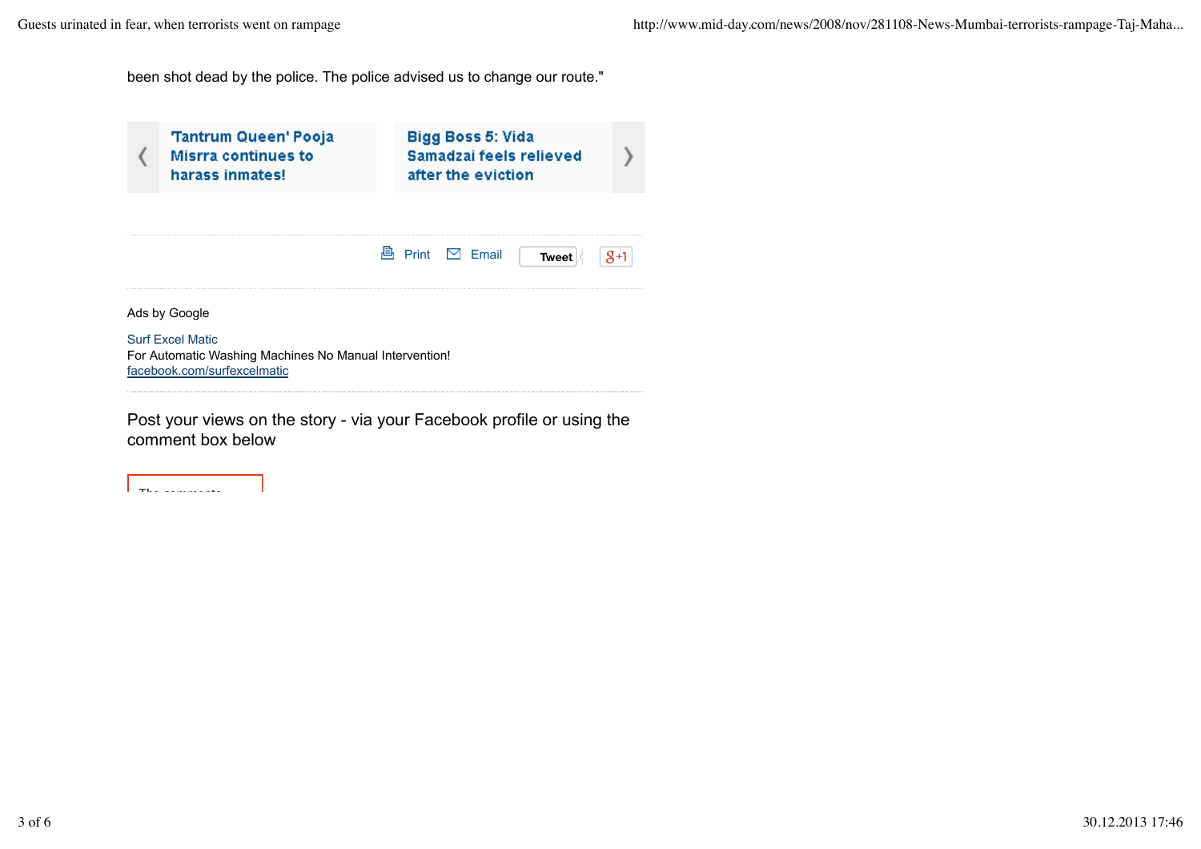been shot dead by the police. The police advised us to change our route."

‹ 'Tantrum Queen' Pooja Misrra continues to harass inmates!

Bigg Boss 5: Vida Samadzai feels relieved after the eviction ›

Print Email Tweet g+1

Ads by Google

Surf Excel Matic
For Automatic Washing Machines No Manual Intervention!
facebook.com/surfexcelmatic

Post your views on the story - via your Facebook profile or using the comment box below